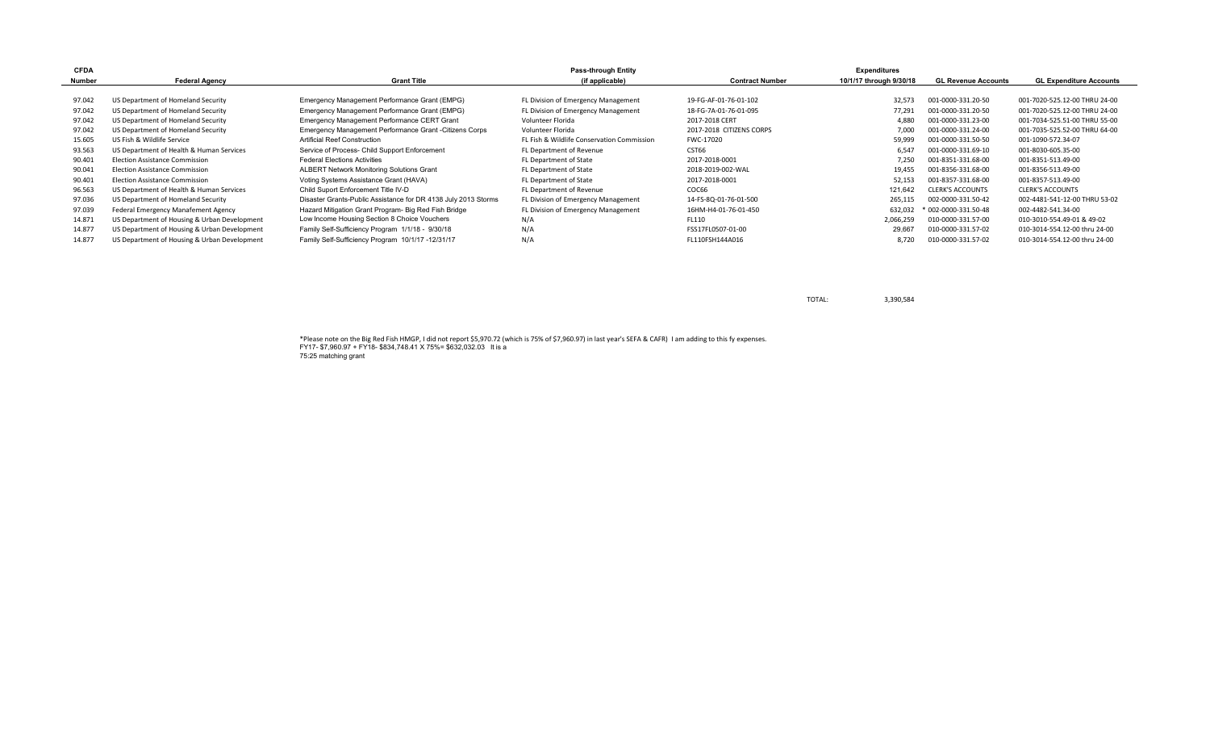| CFDA Number | Federal Agency | Grant Title | Pass-through Entity (if applicable) | Contract Number | Expenditures 10/1/17 through 9/30/18 | GL Revenue Accounts | GL Expenditure Accounts |
|---|---|---|---|---|---|---|---|
| 97.042 | US Department of Homeland Security | Emergency Management Performance Grant (EMPG) | FL Division of Emergency Management | 19-FG-AF-01-76-01-102 | 32,573 | 001-0000-331.20-50 | 001-7020-525.12-00 THRU 24-00 |
| 97.042 | US Department of Homeland Security | Emergency Management Performance Grant (EMPG) | FL Division of Emergency Management | 18-FG-7A-01-76-01-095 | 77,291 | 001-0000-331.20-50 | 001-7020-525.12-00 THRU 24-00 |
| 97.042 | US Department of Homeland Security | Emergency Management Performance CERT Grant | Volunteer Florida | 2017-2018 CERT | 4,880 | 001-0000-331.23-00 | 001-7034-525.51-00 THRU 55-00 |
| 97.042 | US Department of Homeland Security | Emergency Management Performance Grant -Citizens Corps | Volunteer Florida | 2017-2018 CITIZENS CORPS | 7,000 | 001-0000-331.24-00 | 001-7035-525.52-00 THRU 64-00 |
| 15.605 | US Fish & Wildlife Service | Artificial Reef Construction | FL Fish & Wildlife Conservation Commission | FWC-17020 | 59,999 | 001-0000-331.50-50 | 001-1090-572.34-07 |
| 93.563 | US Department of Health & Human Services | Service of Process- Child Support Enforcement | FL Department of Revenue | CST66 | 6,547 | 001-0000-331.69-10 | 001-8030-605.35-00 |
| 90.401 | Election Assistance Commission | Federal Elections Activities | FL Department of State | 2017-2018-0001 | 7,250 | 001-8351-331.68-00 | 001-8351-513.49-00 |
| 90.041 | Election Assistance Commission | ALBERT Network Monitoring Solutions Grant | FL Department of State | 2018-2019-002-WAL | 19,455 | 001-8356-331.68-00 | 001-8356-513.49-00 |
| 90.401 | Election Assistance Commission | Voting Systems Assistance Grant (HAVA) | FL Department of State | 2017-2018-0001 | 52,153 | 001-8357-331.68-00 | 001-8357-513.49-00 |
| 96.563 | US Department of Health & Human Services | Child Suport Enforcement Title IV-D | FL Department of Revenue | COC66 | 121,642 | CLERK'S ACCOUNTS | CLERK'S ACCOUNTS |
| 97.036 | US Department of Homeland Security | Disaster Grants-Public Assistance for DR 4138 July 2013 Storms | FL Division of Emergency Management | 14-FS-8Q-01-76-01-500 | 265,115 | 002-0000-331.50-42 | 002-4481-541-12-00 THRU 53-02 |
| 97.039 | Federal Emergency Manafement Agency | Hazard Mitigation Grant Program- Big Red Fish Bridge | FL Division of Emergency Management | 16HM-H4-01-76-01-450 | 632,032 | * 002-0000-331.50-48 | 002-4482-541.34-00 |
| 14.871 | US Department of Housing & Urban Development | Low Income Housing Section 8 Choice Vouchers | N/A | FL110 | 2,066,259 | 010-0000-331.57-00 | 010-3010-554.49-01 & 49-02 |
| 14.877 | US Department of Housing & Urban Development | Family Self-Sufficiency Program 1/1/18 - 9/30/18 | N/A | FSS17FL0507-01-00 | 29,667 | 010-0000-331.57-02 | 010-3014-554.12-00 thru 24-00 |
| 14.877 | US Department of Housing & Urban Development | Family Self-Sufficiency Program 10/1/17 -12/31/17 | N/A | FL110FSH144A016 | 8,720 | 010-0000-331.57-02 | 010-3014-554.12-00 thru 24-00 |
| | | | | TOTAL: | 3,390,584 | | |

*Please note on the Big Red Fish HMGP, I did not report $5,970.72 (which is 75% of $7,960.97) in last year's SEFA & CAFR) I am adding to this fy expenses.
FY17- $7,960.97 + FY18- $834,748.41 X 75%= $632,032.03 It is a
75:25 matching grant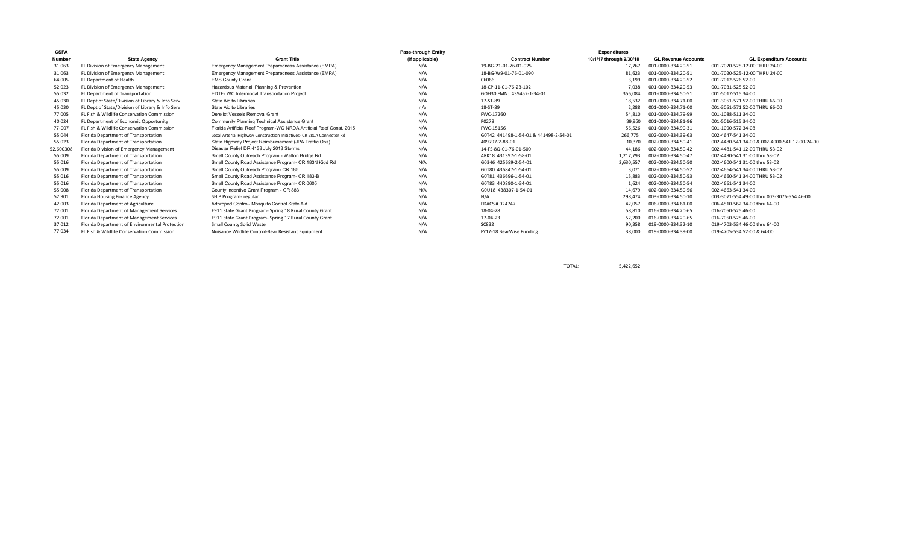| CSFA Number | State Agency | Grant Title | Pass-through Entity (if applicable) | Contract Number | Expenditures 10/1/17 through 9/30/18 | GL Revenue Accounts | GL Expenditure Accounts |
|---|---|---|---|---|---|---|---|
| 31.063 | FL Division of Emergency Management | Emergency Management Preparedness Assistance (EMPA) | N/A | 19-BG-21-01-76-01-025 | 17,767 | 001-0000-334.20-51 | 001-7020-525-12-00 THRU 24-00 |
| 31.063 | FL Division of Emergency Management | Emergency Management Preparedness Assistance (EMPA) | N/A | 18-BG-W9-01-76-01-090 | 81,623 | 001-0000-334.20-51 | 001-7020-525-12-00 THRU 24-00 |
| 64.005 | FL Department of Health | EMS County Grant | N/A | C6066 | 3,199 | 001-0000-334.20-52 | 001-7012-526.52-00 |
| 52.023 | FL Division of Emergency Management | Hazardous Material Planning & Prevention | N/A | 18-CP-11-01-76-23-102 | 7,038 | 001-0000-334.20-53 | 001-7031-525.52-00 |
| 55.032 | FL Department of Transportation | EDTF- WC Intermodal Transportation Project | N/A | GOH30 FMN: 439452-1-34-01 | 356,084 | 001-0000-334.50-51 | 001-5017-515.34-00 |
| 45.030 | FL Dept of State/Division of Library & Info Serv | State Aid to Libraries | N/A | 17-ST-89 | 18,532 | 001-0000-334.71-00 | 001-3051-571.52-00 THRU 66-00 |
| 45.030 | FL Dept of State/Division of Library & Info Serv | State Aid to Libraries | n/a | 18-ST-89 | 2,288 | 001-0000-334.71-00 | 001-3051-571.52-00 THRU 66-00 |
| 77.005 | FL Fish & Wildlife Conservation Commission | Derelict Vessels Removal Grant | N/A | FWC-17260 | 54,810 | 001-0000-334.79-99 | 001-1088-511.34-00 |
| 40.024 | FL Department of Economic Opportunity | Community Planning Technical Assistance Grant | N/A | P0278 | 39,950 | 001-0000-334.81-96 | 001-5016-515.34-00 |
| 77-007 | FL Fish & Wildlife Conservation Commission | Florida Artificial Reef Program-WC NRDA Artificial Reef Const. 2015 | N/A | FWC-15156 | 56,526 | 001-0000-334.90-31 | 001-1090-572.34-08 |
| 55.044 | Florida Department of Transportation | Local Arterial Highway Construction Initiatives- CR 280A Connector Rd | N/A | G0T42 441498-1-54-01 & 441498-2-54-01 | 266,775 | 002-0000-334.39-63 | 002-4647-541.34-00 |
| 55.023 | Florida Department of Transportation | State Highway Project Reimbursement (JPA Traffic Ops) | N/A | 409797-2-88-01 | 10,370 | 002-0000-334.50-41 | 002-4480-541.34-00 & 002-4000-541.12-00-24-00 |
| 52.600308 | Florida Division of Emergency Management | Disaster Relief DR 4138 July 2013 Storms | N/A | 14-FS-8Q-01-76-01-500 | 44,186 | 002-0000-334.50-42 | 002-4481-541.12-00 THRU 53-02 |
| 55.009 | Florida Department of Transportation | Small County Outreach Program - Walton Bridge Rd | N/A | ARK18 431397-1-58-01 | 1,217,793 | 002-0000-334.50-47 | 002-4490-541.31-00 thru 53-02 |
| 55.016 | Florida Department of Transportation | Small County Road Assistance Program- CR 183N Kidd Rd | N/A | G0346 425689-2-54-01 | 2,630,557 | 002-0000-334.50-50 | 002-4600-541.31-00 thru 53-02 |
| 55.009 | Florida Department of Transportation | Small County Outreach Program- CR 185 | N/A | G0T80 436847-1-54-01 | 3,071 | 002-0000-334.50-52 | 002-4664-541.34-00 THRU 53-02 |
| 55.016 | Florida Department of Transportation | Small County Road Assistance Program- CR 183-B | N/A | G0T81 436696-1-54-01 | 15,883 | 002-0000-334.50-53 | 002-4660-541.34-00 THRU 53-02 |
| 55.016 | Florida Department of Transportation | Small County Road Assistance Program- CR 0605 | N/A | G0T83 440890-1-34-01 | 1,624 | 002-0000-334.50-54 | 002-4661-541.34-00 |
| 55.008 | Florida Department of Transportation | County Incentive Grant Program - CR 883 | N/A | G0U18 438307-1-54-01 | 14,679 | 002-0000-334.50-56 | 002-4663-541.34-00 |
| 52.901 | Florida Housing Finance Agency | SHIP Program- regular | N/A | N/A | 298,474 | 003-0000-334.50-10 | 003-3071-554.49-00 thru 003-3076-554.46-00 |
| 42.003 | Florida Department of Agriculture | Arthropod Control- Mosquito Control State Aid | N/A | FDACS # 024747 | 42,057 | 006-0000-334.61-00 | 006-4510-562.34-00 thru 64-00 |
| 72.001 | Florida Department of Management Services | E911 State Grant Program- Spring 18 Rural County Grant | N/A | 18-04-28 | 58,810 | 016-0000-334.20-65 | 016-7050-525.46-00 |
| 72.001 | Florida Department of Management Services | E911 State Grant Program- Spring 17 Rural County Grant | N/A | 17-04-23 | 52,200 | 016-0000-334.20-65 | 016-7050-525.46-00 |
| 37.012 | Florida Department of Environmental Protection | Small County Solid Waste | N/A | SC832 | 90,358 | 019-0000-334.32-10 | 019-4703-534.46-00 thru 64-00 |
| 77.034 | FL Fish & Wildlife Conservation Commission | Nuisance Wildlife Control-Bear Resistant Equipment | N/A | FY17-18 BearWise Funding | 38,000 | 019-0000-334.39-00 | 019-4705-534.52-00 & 64-00 |
| | | | | TOTAL: | 5,422,652 | | |